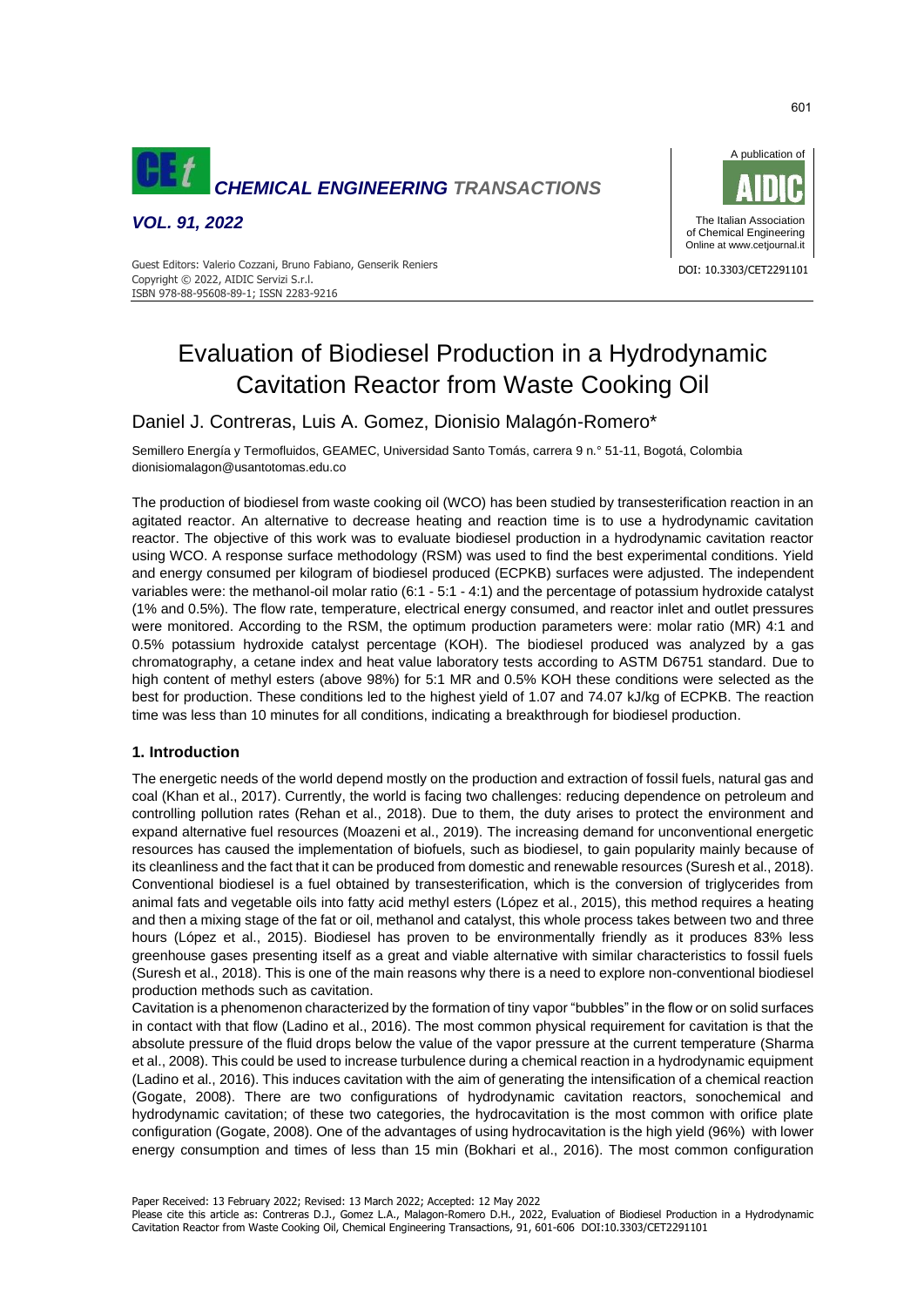# Evaluation of Biodiesel Production in a Hydrodynamic Cavitation Reactor from Waste Cooking Oil

Daniel J. Contreras, Luis A. Gomez, Dionisio Malagón-Romero*

Semillero Energía y Termofluidos, GEAMEC, Universidad Santo Tomás, carrera 9 n.° 51-11, Bogotá, Colombia
dionisiomalagon@usantotomas.edu.co

The production of biodiesel from waste cooking oil (WCO) has been studied by transesterification reaction in an agitated reactor. An alternative to decrease heating and reaction time is to use a hydrodynamic cavitation reactor. The objective of this work was to evaluate biodiesel production in a hydrodynamic cavitation reactor using WCO. A response surface methodology (RSM) was used to find the best experimental conditions. Yield and energy consumed per kilogram of biodiesel produced (ECPKB) surfaces were adjusted. The independent variables were: the methanol-oil molar ratio (6:1 - 5:1 - 4:1) and the percentage of potassium hydroxide catalyst (1% and 0.5%). The flow rate, temperature, electrical energy consumed, and reactor inlet and outlet pressures were monitored. According to the RSM, the optimum production parameters were: molar ratio (MR) 4:1 and 0.5% potassium hydroxide catalyst percentage (KOH). The biodiesel produced was analyzed by a gas chromatography, a cetane index and heat value laboratory tests according to ASTM D6751 standard. Due to high content of methyl esters (above 98%) for 5:1 MR and 0.5% KOH these conditions were selected as the best for production. These conditions led to the highest yield of 1.07 and 74.07 kJ/kg of ECPKB. The reaction time was less than 10 minutes for all conditions, indicating a breakthrough for biodiesel production.

## 1. Introduction

The energetic needs of the world depend mostly on the production and extraction of fossil fuels, natural gas and coal (Khan et al., 2017). Currently, the world is facing two challenges: reducing dependence on petroleum and controlling pollution rates (Rehan et al., 2018). Due to them, the duty arises to protect the environment and expand alternative fuel resources (Moazeni et al., 2019). The increasing demand for unconventional energetic resources has caused the implementation of biofuels, such as biodiesel, to gain popularity mainly because of its cleanliness and the fact that it can be produced from domestic and renewable resources (Suresh et al., 2018). Conventional biodiesel is a fuel obtained by transesterification, which is the conversion of triglycerides from animal fats and vegetable oils into fatty acid methyl esters (López et al., 2015), this method requires a heating and then a mixing stage of the fat or oil, methanol and catalyst, this whole process takes between two and three hours (López et al., 2015). Biodiesel has proven to be environmentally friendly as it produces 83% less greenhouse gases presenting itself as a great and viable alternative with similar characteristics to fossil fuels (Suresh et al., 2018). This is one of the main reasons why there is a need to explore non-conventional biodiesel production methods such as cavitation.

Cavitation is a phenomenon characterized by the formation of tiny vapor "bubbles" in the flow or on solid surfaces in contact with that flow (Ladino et al., 2016). The most common physical requirement for cavitation is that the absolute pressure of the fluid drops below the value of the vapor pressure at the current temperature (Sharma et al., 2008). This could be used to increase turbulence during a chemical reaction in a hydrodynamic equipment (Ladino et al., 2016). This induces cavitation with the aim of generating the intensification of a chemical reaction (Gogate, 2008). There are two configurations of hydrodynamic cavitation reactors, sonochemical and hydrodynamic cavitation; of these two categories, the hydrocavitation is the most common with orifice plate configuration (Gogate, 2008). One of the advantages of using hydrocavitation is the high yield (96%) with lower energy consumption and times of less than 15 min (Bokhari et al., 2016). The most common configuration

Paper Received: 13 February 2022; Revised: 13 March 2022; Accepted: 12 May 2022
Please cite this article as: Contreras D.J., Gomez L.A., Malagon-Romero D.H., 2022, Evaluation of Biodiesel Production in a Hydrodynamic Cavitation Reactor from Waste Cooking Oil, Chemical Engineering Transactions, 91, 601-606 DOI:10.3303/CET2291101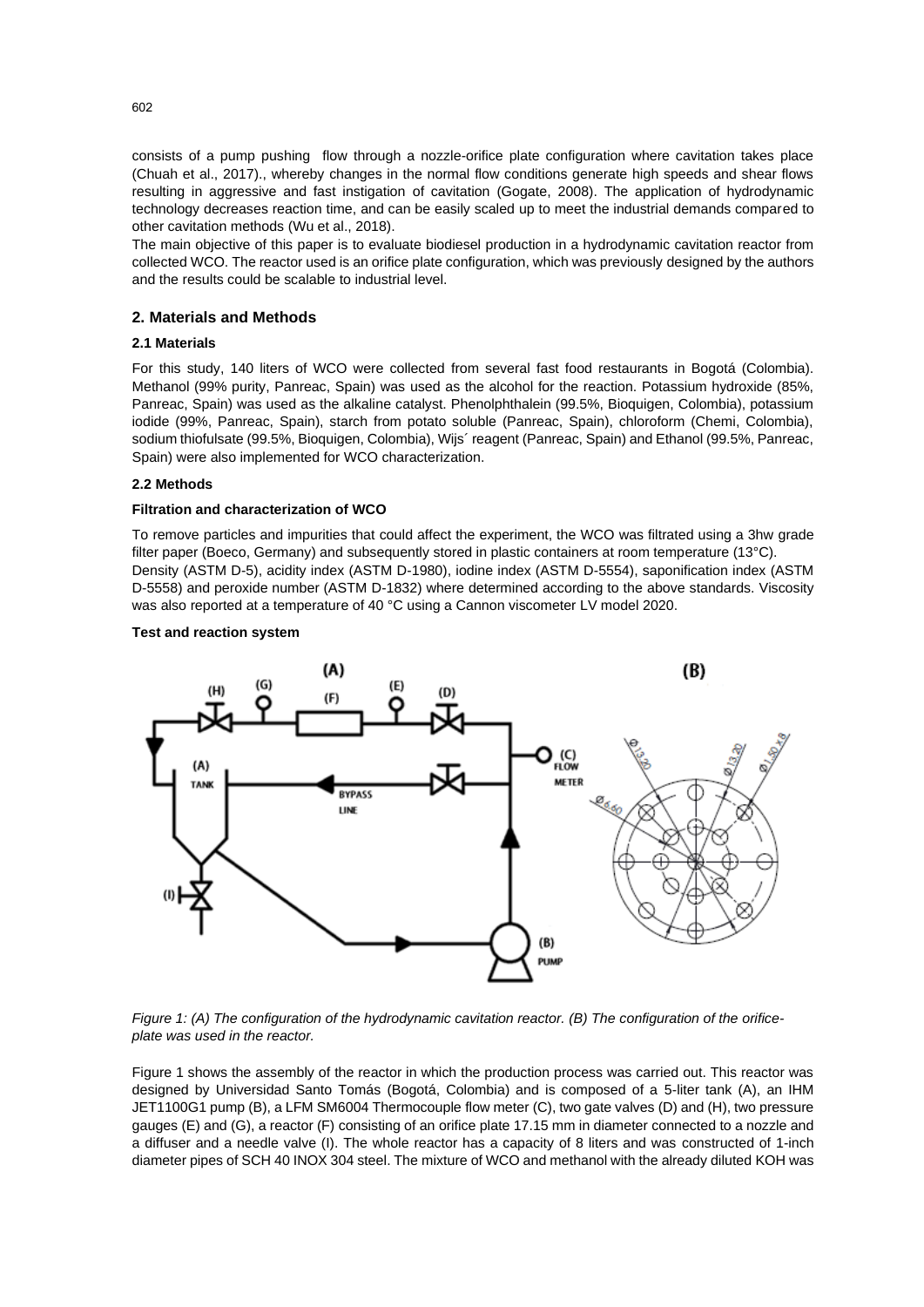consists of a pump pushing flow through a nozzle-orifice plate configuration where cavitation takes place (Chuah et al., 2017)., whereby changes in the normal flow conditions generate high speeds and shear flows resulting in aggressive and fast instigation of cavitation (Gogate, 2008). The application of hydrodynamic technology decreases reaction time, and can be easily scaled up to meet the industrial demands compared to other cavitation methods (Wu et al., 2018).

The main objective of this paper is to evaluate biodiesel production in a hydrodynamic cavitation reactor from collected WCO. The reactor used is an orifice plate configuration, which was previously designed by the authors and the results could be scalable to industrial level.

## 2. Materials and Methods

### 2.1 Materials

For this study, 140 liters of WCO were collected from several fast food restaurants in Bogotá (Colombia). Methanol (99% purity, Panreac, Spain) was used as the alcohol for the reaction. Potassium hydroxide (85%, Panreac, Spain) was used as the alkaline catalyst. Phenolphthalein (99.5%, Bioquigen, Colombia), potassium iodide (99%, Panreac, Spain), starch from potato soluble (Panreac, Spain), chloroform (Chemi, Colombia), sodium thiofulsate (99.5%, Bioquigen, Colombia), Wijs´ reagent (Panreac, Spain) and Ethanol (99.5%, Panreac, Spain) were also implemented for WCO characterization.

### 2.2 Methods

**Filtration and characterization of WCO**

To remove particles and impurities that could affect the experiment, the WCO was filtrated using a 3hw grade filter paper (Boeco, Germany) and subsequently stored in plastic containers at room temperature (13°C). Density (ASTM D-5), acidity index (ASTM D-1980), iodine index (ASTM D-5554), saponification index (ASTM D-5558) and peroxide number (ASTM D-1832) where determined according to the above standards. Viscosity was also reported at a temperature of 40 °C using a Cannon viscometer LV model 2020.

**Test and reaction system**

*Figure 1: (A) The configuration of the hydrodynamic cavitation reactor. (B) The configuration of the orifice-plate was used in the reactor.*

Figure 1 shows the assembly of the reactor in which the production process was carried out. This reactor was designed by Universidad Santo Tomás (Bogotá, Colombia) and is composed of a 5-liter tank (A), an IHM JET1100G1 pump (B), a LFM SM6004 Thermocouple flow meter (C), two gate valves (D) and (H), two pressure gauges (E) and (G), a reactor (F) consisting of an orifice plate 17.15 mm in diameter connected to a nozzle and a diffuser and a needle valve (I). The whole reactor has a capacity of 8 liters and was constructed of 1-inch diameter pipes of SCH 40 INOX 304 steel. The mixture of WCO and methanol with the already diluted KOH was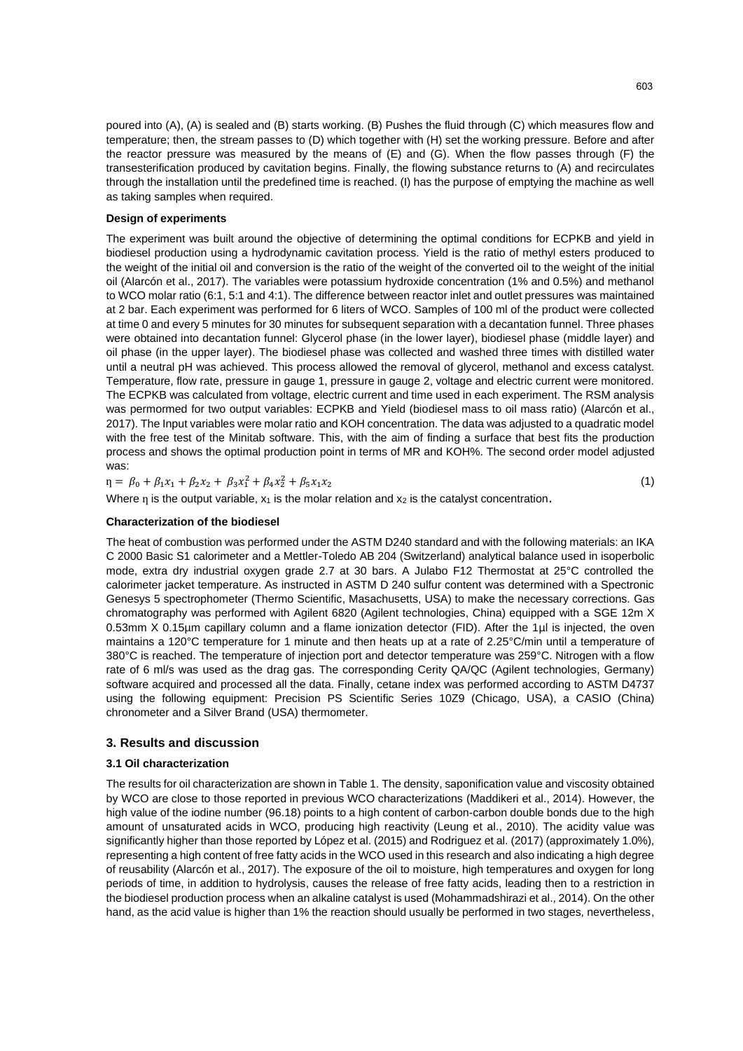poured into (A), (A) is sealed and (B) starts working. (B) Pushes the fluid through (C) which measures flow and temperature; then, the stream passes to (D) which together with (H) set the working pressure. Before and after the reactor pressure was measured by the means of (E) and (G). When the flow passes through (F) the transesterification produced by cavitation begins. Finally, the flowing substance returns to (A) and recirculates through the installation until the predefined time is reached. (I) has the purpose of emptying the machine as well as taking samples when required.

#### Design of experiments

The experiment was built around the objective of determining the optimal conditions for ECPKB and yield in biodiesel production using a hydrodynamic cavitation process. Yield is the ratio of methyl esters produced to the weight of the initial oil and conversion is the ratio of the weight of the converted oil to the weight of the initial oil (Alarcón et al., 2017). The variables were potassium hydroxide concentration (1% and 0.5%) and methanol to WCO molar ratio (6:1, 5:1 and 4:1). The difference between reactor inlet and outlet pressures was maintained at 2 bar. Each experiment was performed for 6 liters of WCO. Samples of 100 ml of the product were collected at time 0 and every 5 minutes for 30 minutes for subsequent separation with a decantation funnel. Three phases were obtained into decantation funnel: Glycerol phase (in the lower layer), biodiesel phase (middle layer) and oil phase (in the upper layer). The biodiesel phase was collected and washed three times with distilled water until a neutral pH was achieved. This process allowed the removal of glycerol, methanol and excess catalyst. Temperature, flow rate, pressure in gauge 1, pressure in gauge 2, voltage and electric current were monitored. The ECPKB was calculated from voltage, electric current and time used in each experiment. The RSM analysis was permormed for two output variables: ECPKB and Yield (biodiesel mass to oil mass ratio) (Alarcón et al., 2017). The Input variables were molar ratio and KOH concentration. The data was adjusted to a quadratic model with the free test of the Minitab software. This, with the aim of finding a surface that best fits the production process and shows the optimal production point in terms of MR and KOH%. The second order model adjusted was:

$$\eta = \beta_0 + \beta_1 x_1 + \beta_2 x_2 + \beta_3 x_1^2 + \beta_4 x_2^2 + \beta_5 x_1 x_2 \tag{1}$$

Where $\eta$ is the output variable, $x_1$ is the molar relation and $x_2$ is the catalyst concentration.

#### Characterization of the biodiesel

The heat of combustion was performed under the ASTM D240 standard and with the following materials: an IKA C 2000 Basic S1 calorimeter and a Mettler-Toledo AB 204 (Switzerland) analytical balance used in isoperbolic mode, extra dry industrial oxygen grade 2.7 at 30 bars. A Julabo F12 Thermostat at 25°C controlled the calorimeter jacket temperature. As instructed in ASTM D 240 sulfur content was determined with a Spectronic Genesys 5 spectrophometer (Thermo Scientific, Masachusetts, USA) to make the necessary corrections. Gas chromatography was performed with Agilent 6820 (Agilent technologies, China) equipped with a SGE 12m X 0.53mm X 0.15µm capillary column and a flame ionization detector (FID). After the 1µl is injected, the oven maintains a 120°C temperature for 1 minute and then heats up at a rate of 2.25°C/min until a temperature of 380°C is reached. The temperature of injection port and detector temperature was 259°C. Nitrogen with a flow rate of 6 ml/s was used as the drag gas. The corresponding Cerity QA/QC (Agilent technologies, Germany) software acquired and processed all the data. Finally, cetane index was performed according to ASTM D4737 using the following equipment: Precision PS Scientific Series 10Z9 (Chicago, USA), a CASIO (China) chronometer and a Silver Brand (USA) thermometer.

## 3. Results and discussion

### 3.1 Oil characterization

The results for oil characterization are shown in Table 1. The density, saponification value and viscosity obtained by WCO are close to those reported in previous WCO characterizations (Maddikeri et al., 2014). However, the high value of the iodine number (96.18) points to a high content of carbon-carbon double bonds due to the high amount of unsaturated acids in WCO, producing high reactivity (Leung et al., 2010). The acidity value was significantly higher than those reported by López et al. (2015) and Rodriguez et al. (2017) (approximately 1.0%), representing a high content of free fatty acids in the WCO used in this research and also indicating a high degree of reusability (Alarcón et al., 2017). The exposure of the oil to moisture, high temperatures and oxygen for long periods of time, in addition to hydrolysis, causes the release of free fatty acids, leading then to a restriction in the biodiesel production process when an alkaline catalyst is used (Mohammadshirazi et al., 2014). On the other hand, as the acid value is higher than 1% the reaction should usually be performed in two stages, nevertheless,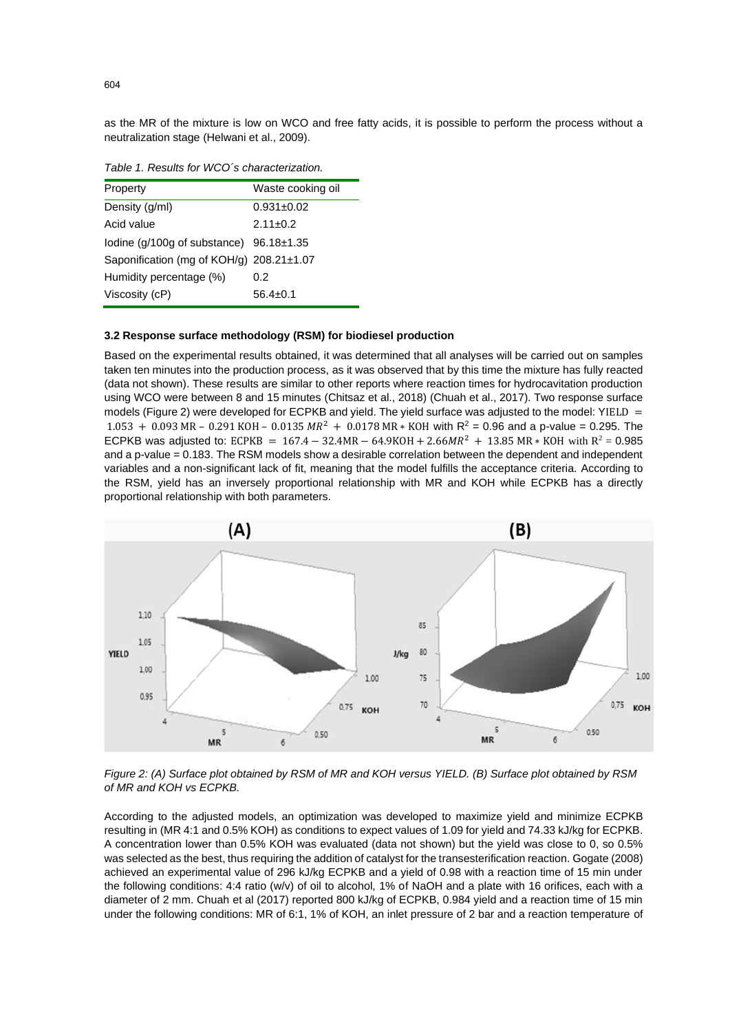as the MR of the mixture is low on WCO and free fatty acids, it is possible to perform the process without a neutralization stage (Helwani et al., 2009).

*Table 1. Results for WCO´s characterization.*

| Property | Waste cooking oil |
|---|---|
| Density (g/ml) | 0.931±0.02 |
| Acid value | 2.11±0.2 |
| Iodine (g/100g of substance) | 96.18±1.35 |
| Saponification (mg of KOH/g) | 208.21±1.07 |
| Humidity percentage (%) | 0.2 |
| Viscosity (cP) | 56.4±0.1 |

### 3.2 Response surface methodology (RSM) for biodiesel production

Based on the experimental results obtained, it was determined that all analyses will be carried out on samples taken ten minutes into the production process, as it was observed that by this time the mixture has fully reacted (data not shown). These results are similar to other reports where reaction times for hydrocavitation production using WCO were between 8 and 15 minutes (Chitsaz et al., 2018) (Chuah et al., 2017). Two response surface models (Figure 2) were developed for ECPKB and yield. The yield surface was adjusted to the model: $\text{YIELD} = 1.053 + 0.093\,\text{MR} - 0.291\,\text{KOH} - 0.0135\,MR^2 + 0.0178\,\text{MR} * \text{KOH}$ with $R^2$ = 0.96 and a p-value = 0.295. The ECPKB was adjusted to: $\text{ECPKB} = 167.4 - 32.4\text{MR} - 64.9\text{KOH} + 2.66MR^2 + 13.85\,\text{MR} * \text{KOH}$ with $R^2$ = 0.985 and a p-value = 0.183. The RSM models show a desirable correlation between the dependent and independent variables and a non-significant lack of fit, meaning that the model fulfills the acceptance criteria. According to the RSM, yield has an inversely proportional relationship with MR and KOH while ECPKB has a directly proportional relationship with both parameters.

*Figure 2: (A) Surface plot obtained by RSM of MR and KOH versus YIELD. (B) Surface plot obtained by RSM of MR and KOH vs ECPKB.*

According to the adjusted models, an optimization was developed to maximize yield and minimize ECPKB resulting in (MR 4:1 and 0.5% KOH) as conditions to expect values of 1.09 for yield and 74.33 kJ/kg for ECPKB. A concentration lower than 0.5% KOH was evaluated (data not shown) but the yield was close to 0, so 0.5% was selected as the best, thus requiring the addition of catalyst for the transesterification reaction. Gogate (2008) achieved an experimental value of 296 kJ/kg ECPKB and a yield of 0.98 with a reaction time of 15 min under the following conditions: 4:4 ratio (w/v) of oil to alcohol, 1% of NaOH and a plate with 16 orifices, each with a diameter of 2 mm. Chuah et al (2017) reported 800 kJ/kg of ECPKB, 0.984 yield and a reaction time of 15 min under the following conditions: MR of 6:1, 1% of KOH, an inlet pressure of 2 bar and a reaction temperature of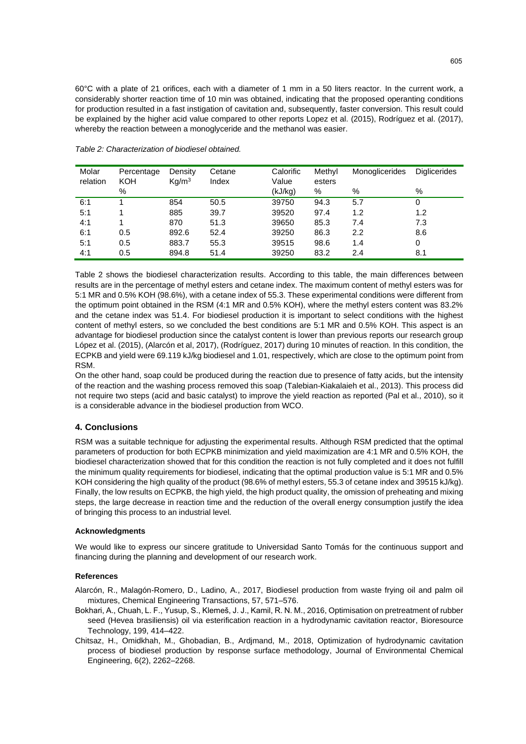60°C with a plate of 21 orifices, each with a diameter of 1 mm in a 50 liters reactor. In the current work, a considerably shorter reaction time of 10 min was obtained, indicating that the proposed operanting conditions for production resulted in a fast instigation of cavitation and, subsequently, faster conversion. This result could be explained by the higher acid value compared to other reports Lopez et al. (2015), Rodríguez et al. (2017), whereby the reaction between a monoglyceride and the methanol was easier.

*Table 2: Characterization of biodiesel obtained.*

| Molar relation | Percentage KOH % | Density $Kg/m^3$ | Cetane Index | Calorific Value (kJ/kg) | Methyl esters % | Monoglicerides % | Diglicerides % |
|---|---|---|---|---|---|---|---|
| 6:1 | 1 | 854 | 50.5 | 39750 | 94.3 | 5.7 | 0 |
| 5:1 | 1 | 885 | 39.7 | 39520 | 97.4 | 1.2 | 1.2 |
| 4:1 | 1 | 870 | 51.3 | 39650 | 85.3 | 7.4 | 7.3 |
| 6:1 | 0.5 | 892.6 | 52.4 | 39250 | 86.3 | 2.2 | 8.6 |
| 5:1 | 0.5 | 883.7 | 55.3 | 39515 | 98.6 | 1.4 | 0 |
| 4:1 | 0.5 | 894.8 | 51.4 | 39250 | 83.2 | 2.4 | 8.1 |

Table 2 shows the biodiesel characterization results. According to this table, the main differences between results are in the percentage of methyl esters and cetane index. The maximum content of methyl esters was for 5:1 MR and 0.5% KOH (98.6%), with a cetane index of 55.3. These experimental conditions were different from the optimum point obtained in the RSM (4:1 MR and 0.5% KOH), where the methyl esters content was 83.2% and the cetane index was 51.4. For biodiesel production it is important to select conditions with the highest content of methyl esters, so we concluded the best conditions are 5:1 MR and 0.5% KOH. This aspect is an advantage for biodiesel production since the catalyst content is lower than previous reports our research group López et al. (2015), (Alarcón et al, 2017), (Rodríguez, 2017) during 10 minutes of reaction. In this condition, the ECPKB and yield were 69.119 kJ/kg biodiesel and 1.01, respectively, which are close to the optimum point from RSM.

On the other hand, soap could be produced during the reaction due to presence of fatty acids, but the intensity of the reaction and the washing process removed this soap (Talebian-Kiakalaieh et al., 2013). This process did not require two steps (acid and basic catalyst) to improve the yield reaction as reported (Pal et al., 2010), so it is a considerable advance in the biodiesel production from WCO.

## 4. Conclusions

RSM was a suitable technique for adjusting the experimental results. Although RSM predicted that the optimal parameters of production for both ECPKB minimization and yield maximization are 4:1 MR and 0.5% KOH, the biodiesel characterization showed that for this condition the reaction is not fully completed and it does not fulfill the minimum quality requirements for biodiesel, indicating that the optimal production value is 5:1 MR and 0.5% KOH considering the high quality of the product (98.6% of methyl esters, 55.3 of cetane index and 39515 kJ/kg). Finally, the low results on ECPKB, the high yield, the high product quality, the omission of preheating and mixing steps, the large decrease in reaction time and the reduction of the overall energy consumption justify the idea of bringing this process to an industrial level.

### Acknowledgments

We would like to express our sincere gratitude to Universidad Santo Tomás for the continuous support and financing during the planning and development of our research work.

### References

Alarcón, R., Malagón-Romero, D., Ladino, A., 2017, Biodiesel production from waste frying oil and palm oil mixtures, Chemical Engineering Transactions, 57, 571–576.

Bokhari, A., Chuah, L. F., Yusup, S., Klemeš, J. J., Kamil, R. N. M., 2016, Optimisation on pretreatment of rubber seed (Hevea brasiliensis) oil via esterification reaction in a hydrodynamic cavitation reactor, Bioresource Technology, 199, 414–422.

Chitsaz, H., Omidkhah, M., Ghobadian, B., Ardjmand, M., 2018, Optimization of hydrodynamic cavitation process of biodiesel production by response surface methodology, Journal of Environmental Chemical Engineering, 6(2), 2262–2268.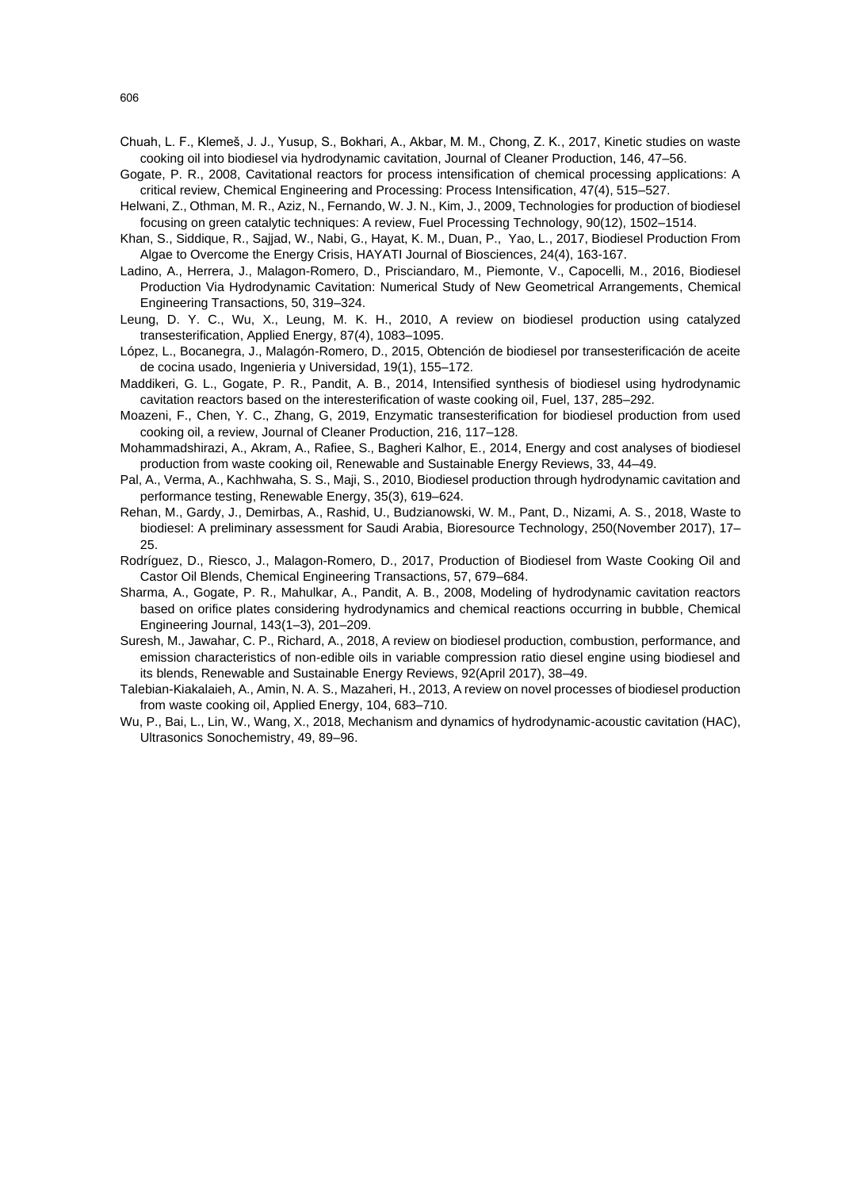Chuah, L. F., Klemeš, J. J., Yusup, S., Bokhari, A., Akbar, M. M., Chong, Z. K., 2017, Kinetic studies on waste cooking oil into biodiesel via hydrodynamic cavitation, Journal of Cleaner Production, 146, 47–56.

Gogate, P. R., 2008, Cavitational reactors for process intensification of chemical processing applications: A critical review, Chemical Engineering and Processing: Process Intensification, 47(4), 515–527.

Helwani, Z., Othman, M. R., Aziz, N., Fernando, W. J. N., Kim, J., 2009, Technologies for production of biodiesel focusing on green catalytic techniques: A review, Fuel Processing Technology, 90(12), 1502–1514.

Khan, S., Siddique, R., Sajjad, W., Nabi, G., Hayat, K. M., Duan, P., Yao, L., 2017, Biodiesel Production From Algae to Overcome the Energy Crisis, HAYATI Journal of Biosciences, 24(4), 163-167.

Ladino, A., Herrera, J., Malagon-Romero, D., Prisciandaro, M., Piemonte, V., Capocelli, M., 2016, Biodiesel Production Via Hydrodynamic Cavitation: Numerical Study of New Geometrical Arrangements, Chemical Engineering Transactions, 50, 319–324.

Leung, D. Y. C., Wu, X., Leung, M. K. H., 2010, A review on biodiesel production using catalyzed transesterification, Applied Energy, 87(4), 1083–1095.

López, L., Bocanegra, J., Malagón-Romero, D., 2015, Obtención de biodiesel por transesterificación de aceite de cocina usado, Ingenieria y Universidad, 19(1), 155–172.

Maddikeri, G. L., Gogate, P. R., Pandit, A. B., 2014, Intensified synthesis of biodiesel using hydrodynamic cavitation reactors based on the interesterification of waste cooking oil, Fuel, 137, 285–292.

Moazeni, F., Chen, Y. C., Zhang, G, 2019, Enzymatic transesterification for biodiesel production from used cooking oil, a review, Journal of Cleaner Production, 216, 117–128.

Mohammadshirazi, A., Akram, A., Rafiee, S., Bagheri Kalhor, E., 2014, Energy and cost analyses of biodiesel production from waste cooking oil, Renewable and Sustainable Energy Reviews, 33, 44–49.

Pal, A., Verma, A., Kachhwaha, S. S., Maji, S., 2010, Biodiesel production through hydrodynamic cavitation and performance testing, Renewable Energy, 35(3), 619–624.

Rehan, M., Gardy, J., Demirbas, A., Rashid, U., Budzianowski, W. M., Pant, D., Nizami, A. S., 2018, Waste to biodiesel: A preliminary assessment for Saudi Arabia, Bioresource Technology, 250(November 2017), 17–25.

Rodríguez, D., Riesco, J., Malagon-Romero, D., 2017, Production of Biodiesel from Waste Cooking Oil and Castor Oil Blends, Chemical Engineering Transactions, 57, 679–684.

Sharma, A., Gogate, P. R., Mahulkar, A., Pandit, A. B., 2008, Modeling of hydrodynamic cavitation reactors based on orifice plates considering hydrodynamics and chemical reactions occurring in bubble, Chemical Engineering Journal, 143(1–3), 201–209.

Suresh, M., Jawahar, C. P., Richard, A., 2018, A review on biodiesel production, combustion, performance, and emission characteristics of non-edible oils in variable compression ratio diesel engine using biodiesel and its blends, Renewable and Sustainable Energy Reviews, 92(April 2017), 38–49.

Talebian-Kiakalaieh, A., Amin, N. A. S., Mazaheri, H., 2013, A review on novel processes of biodiesel production from waste cooking oil, Applied Energy, 104, 683–710.

Wu, P., Bai, L., Lin, W., Wang, X., 2018, Mechanism and dynamics of hydrodynamic-acoustic cavitation (HAC), Ultrasonics Sonochemistry, 49, 89–96.